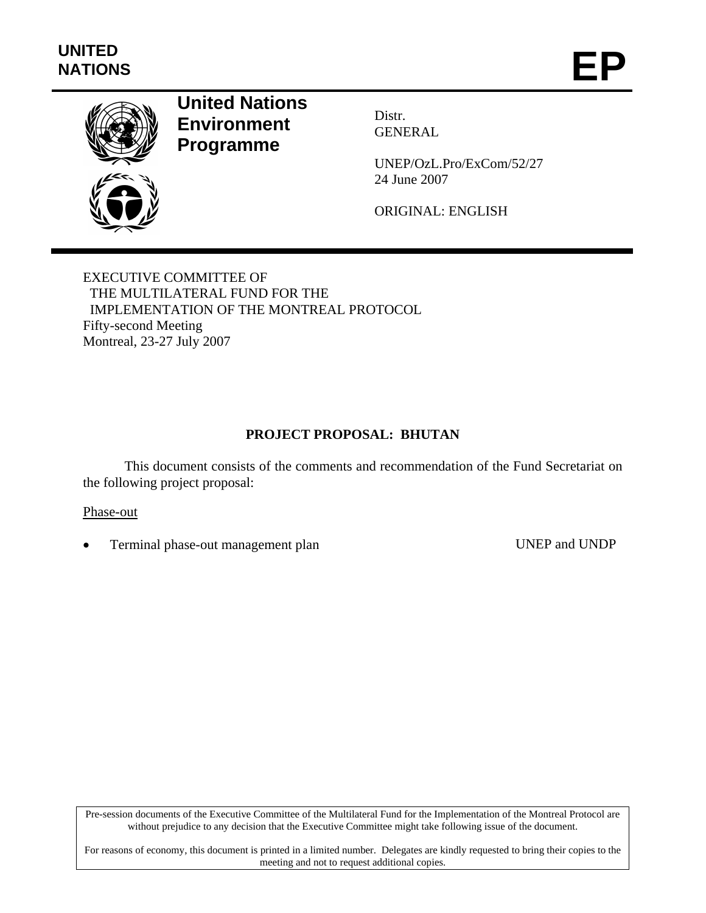UNITED NATIONS

# EP

**United Nations Environment Programme**

Distr.
GENERAL

UNEP/OzL.Pro/ExCom/52/27
24 June 2007

ORIGINAL: ENGLISH

EXECUTIVE COMMITTEE OF
THE MULTILATERAL FUND FOR THE
IMPLEMENTATION OF THE MONTREAL PROTOCOL
Fifty-second Meeting
Montreal, 23-27 July 2007

## PROJECT PROPOSAL: BHUTAN

This document consists of the comments and recommendation of the Fund Secretariat on the following project proposal:

Phase-out

- Terminal phase-out management plan — UNEP and UNDP

Pre-session documents of the Executive Committee of the Multilateral Fund for the Implementation of the Montreal Protocol are without prejudice to any decision that the Executive Committee might take following issue of the document.

For reasons of economy, this document is printed in a limited number. Delegates are kindly requested to bring their copies to the meeting and not to request additional copies.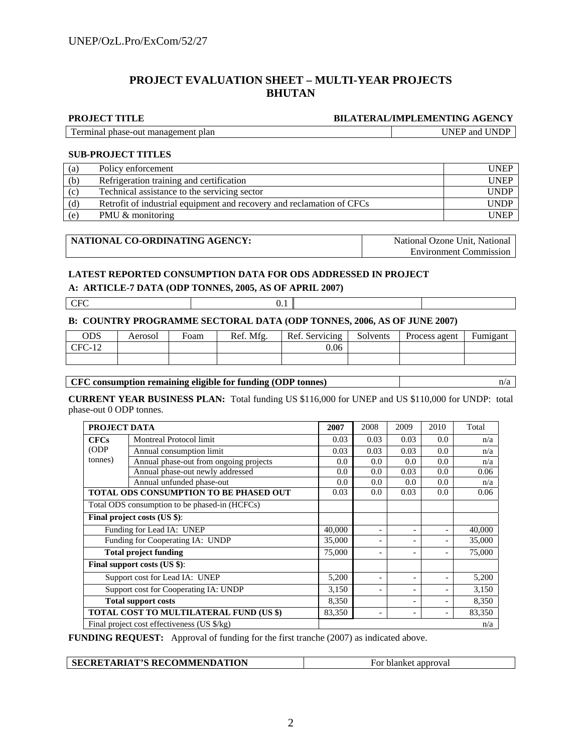# PROJECT EVALUATION SHEET – MULTI-YEAR PROJECTS
# BHUTAN

| PROJECT TITLE | BILATERAL/IMPLEMENTING AGENCY |
|---|---|
| Terminal phase-out management plan | UNEP and UNDP |

**SUB-PROJECT TITLES**

| | | |
|---|---|---|
| (a) | Policy enforcement | UNEP |
| (b) | Refrigeration training and certification | UNEP |
| (c) | Technical assistance to the servicing sector | UNDP |
| (d) | Retrofit of industrial equipment and recovery and reclamation of CFCs | UNDP |
| (e) | PMU & monitoring | UNEP |

| NATIONAL CO-ORDINATING AGENCY: | National Ozone Unit, National Environment Commission |
|---|---|

**LATEST REPORTED CONSUMPTION DATA FOR ODS ADDRESSED IN PROJECT**

**A: ARTICLE-7 DATA (ODP TONNES, 2005, AS OF APRIL 2007)**

| | | | |
|---|---|---|---|
| CFC | 0.1 | | |

**B: COUNTRY PROGRAMME SECTORAL DATA (ODP TONNES, 2006, AS OF JUNE 2007)**

| ODS | Aerosol | Foam | Ref. Mfg. | Ref. Servicing | Solvents | Process agent | Fumigant |
|---|---|---|---|---|---|---|---|
| CFC-12 | | | | 0.06 | | | |
| | | | | | | | |

| CFC consumption remaining eligible for funding (ODP tonnes) | n/a |
|---|---|

**CURRENT YEAR BUSINESS PLAN:** Total funding US $116,000 for UNEP and US $110,000 for UNDP: total phase-out 0 ODP tonnes.

| PROJECT DATA | | 2007 | 2008 | 2009 | 2010 | Total |
|---|---|---|---|---|---|---|
| CFCs (ODP tonnes) | Montreal Protocol limit | 0.03 | 0.03 | 0.03 | 0.0 | n/a |
| | Annual consumption limit | 0.03 | 0.03 | 0.03 | 0.0 | n/a |
| | Annual phase-out from ongoing projects | 0.0 | 0.0 | 0.0 | 0.0 | n/a |
| | Annual phase-out newly addressed | 0.0 | 0.0 | 0.03 | 0.0 | 0.06 |
| | Annual unfunded phase-out | 0.0 | 0.0 | 0.0 | 0.0 | n/a |
| **TOTAL ODS CONSUMPTION TO BE PHASED OUT** | | 0.03 | 0.0 | 0.03 | 0.0 | 0.06 |
| Total ODS consumption to be phased-in (HCFCs) | | | | | | |
| **Final project costs (US $)**: | | | | | | |
| Funding for Lead IA: UNEP | | 40,000 | - | - | - | 40,000 |
| Funding for Cooperating IA: UNDP | | 35,000 | - | - | - | 35,000 |
| **Total project funding** | | 75,000 | - | - | - | 75,000 |
| **Final support costs (US $)**: | | | | | | |
| Support cost for Lead IA: UNEP | | 5,200 | - | - | - | 5,200 |
| Support cost for Cooperating IA: UNDP | | 3,150 | - | - | - | 3,150 |
| **Total support costs** | | 8,350 | | - | - | 8,350 |
| **TOTAL COST TO MULTILATERAL FUND (US $)** | | 83,350 | - | - | - | 83,350 |
| Final project cost effectiveness (US $/kg) | | | | | | n/a |

**FUNDING REQUEST:** Approval of funding for the first tranche (2007) as indicated above.

| SECRETARIAT'S RECOMMENDATION | For blanket approval |
|---|---|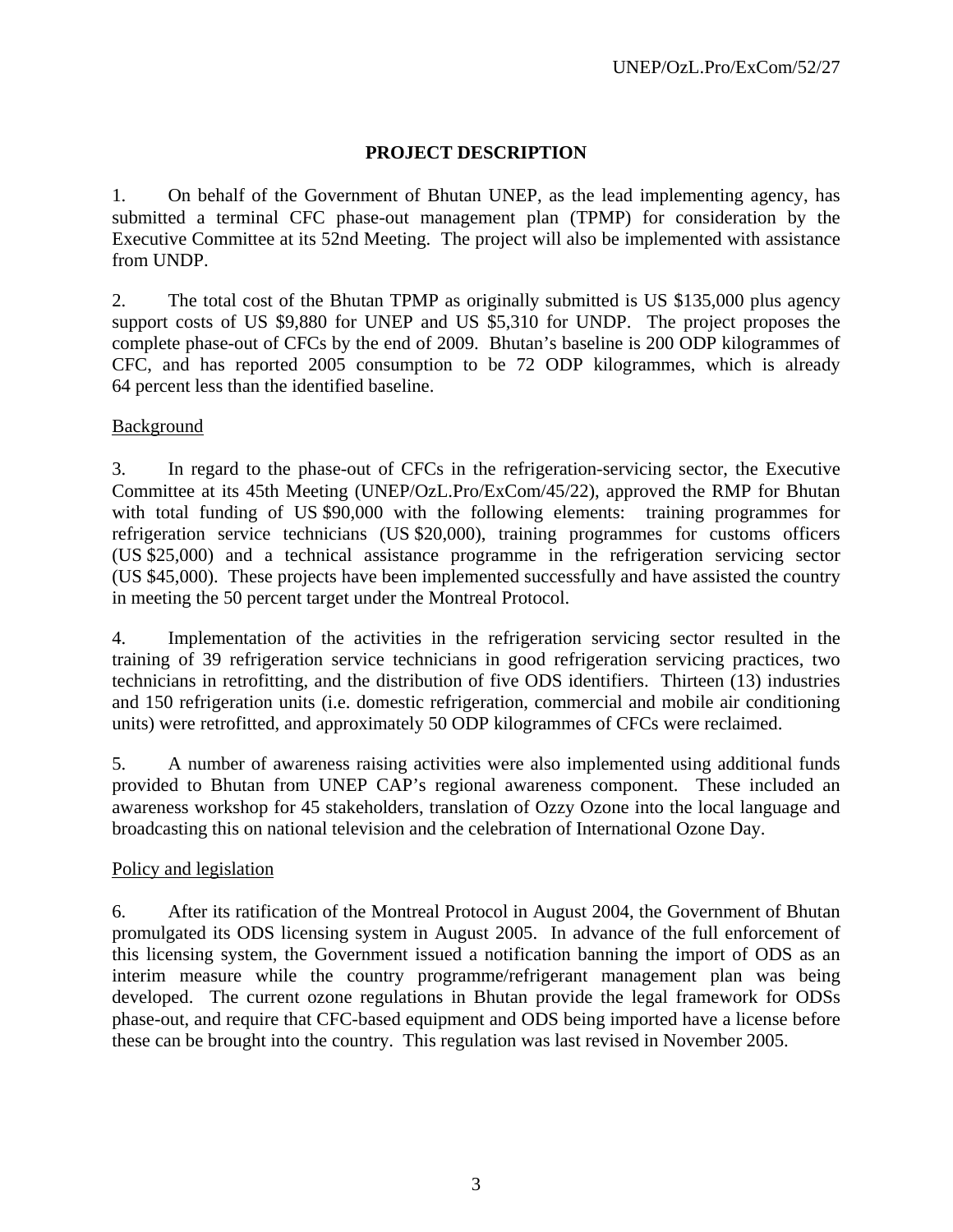# PROJECT DESCRIPTION

1. On behalf of the Government of Bhutan UNEP, as the lead implementing agency, has submitted a terminal CFC phase-out management plan (TPMP) for consideration by the Executive Committee at its 52nd Meeting. The project will also be implemented with assistance from UNDP.

2. The total cost of the Bhutan TPMP as originally submitted is US $135,000 plus agency support costs of US $9,880 for UNEP and US $5,310 for UNDP. The project proposes the complete phase-out of CFCs by the end of 2009. Bhutan's baseline is 200 ODP kilogrammes of CFC, and has reported 2005 consumption to be 72 ODP kilogrammes, which is already 64 percent less than the identified baseline.

## Background

3. In regard to the phase-out of CFCs in the refrigeration-servicing sector, the Executive Committee at its 45th Meeting (UNEP/OzL.Pro/ExCom/45/22), approved the RMP for Bhutan with total funding of US $90,000 with the following elements: training programmes for refrigeration service technicians (US $20,000), training programmes for customs officers (US $25,000) and a technical assistance programme in the refrigeration servicing sector (US $45,000). These projects have been implemented successfully and have assisted the country in meeting the 50 percent target under the Montreal Protocol.

4. Implementation of the activities in the refrigeration servicing sector resulted in the training of 39 refrigeration service technicians in good refrigeration servicing practices, two technicians in retrofitting, and the distribution of five ODS identifiers. Thirteen (13) industries and 150 refrigeration units (i.e. domestic refrigeration, commercial and mobile air conditioning units) were retrofitted, and approximately 50 ODP kilogrammes of CFCs were reclaimed.

5. A number of awareness raising activities were also implemented using additional funds provided to Bhutan from UNEP CAP's regional awareness component. These included an awareness workshop for 45 stakeholders, translation of Ozzy Ozone into the local language and broadcasting this on national television and the celebration of International Ozone Day.

## Policy and legislation

6. After its ratification of the Montreal Protocol in August 2004, the Government of Bhutan promulgated its ODS licensing system in August 2005. In advance of the full enforcement of this licensing system, the Government issued a notification banning the import of ODS as an interim measure while the country programme/refrigerant management plan was being developed. The current ozone regulations in Bhutan provide the legal framework for ODSs phase-out, and require that CFC-based equipment and ODS being imported have a license before these can be brought into the country. This regulation was last revised in November 2005.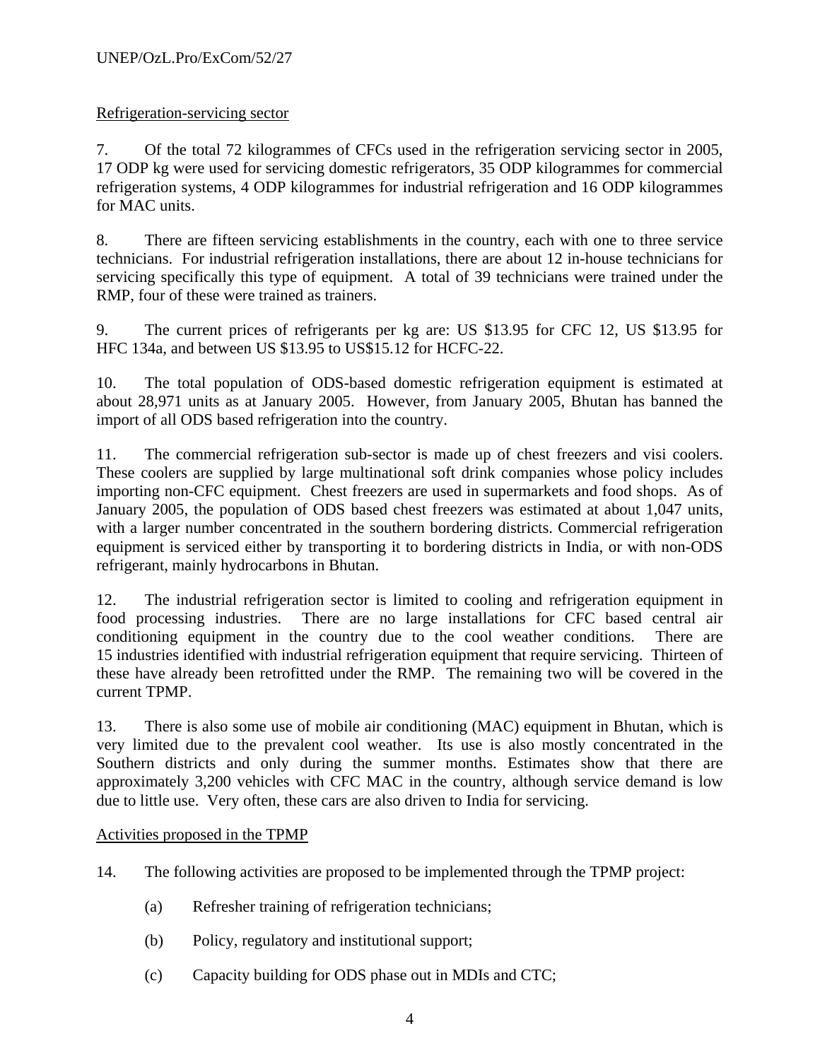Refrigeration-servicing sector

7. Of the total 72 kilogrammes of CFCs used in the refrigeration servicing sector in 2005, 17 ODP kg were used for servicing domestic refrigerators, 35 ODP kilogrammes for commercial refrigeration systems, 4 ODP kilogrammes for industrial refrigeration and 16 ODP kilogrammes for MAC units.

8. There are fifteen servicing establishments in the country, each with one to three service technicians. For industrial refrigeration installations, there are about 12 in-house technicians for servicing specifically this type of equipment. A total of 39 technicians were trained under the RMP, four of these were trained as trainers.

9. The current prices of refrigerants per kg are: US $13.95 for CFC 12, US $13.95 for HFC 134a, and between US $13.95 to US$15.12 for HCFC-22.

10. The total population of ODS-based domestic refrigeration equipment is estimated at about 28,971 units as at January 2005. However, from January 2005, Bhutan has banned the import of all ODS based refrigeration into the country.

11. The commercial refrigeration sub-sector is made up of chest freezers and visi coolers. These coolers are supplied by large multinational soft drink companies whose policy includes importing non-CFC equipment. Chest freezers are used in supermarkets and food shops. As of January 2005, the population of ODS based chest freezers was estimated at about 1,047 units, with a larger number concentrated in the southern bordering districts. Commercial refrigeration equipment is serviced either by transporting it to bordering districts in India, or with non-ODS refrigerant, mainly hydrocarbons in Bhutan.

12. The industrial refrigeration sector is limited to cooling and refrigeration equipment in food processing industries. There are no large installations for CFC based central air conditioning equipment in the country due to the cool weather conditions. There are 15 industries identified with industrial refrigeration equipment that require servicing. Thirteen of these have already been retrofitted under the RMP. The remaining two will be covered in the current TPMP.

13. There is also some use of mobile air conditioning (MAC) equipment in Bhutan, which is very limited due to the prevalent cool weather. Its use is also mostly concentrated in the Southern districts and only during the summer months. Estimates show that there are approximately 3,200 vehicles with CFC MAC in the country, although service demand is low due to little use. Very often, these cars are also driven to India for servicing.

Activities proposed in the TPMP

14. The following activities are proposed to be implemented through the TPMP project:

(a) Refresher training of refrigeration technicians;

(b) Policy, regulatory and institutional support;

(c) Capacity building for ODS phase out in MDIs and CTC;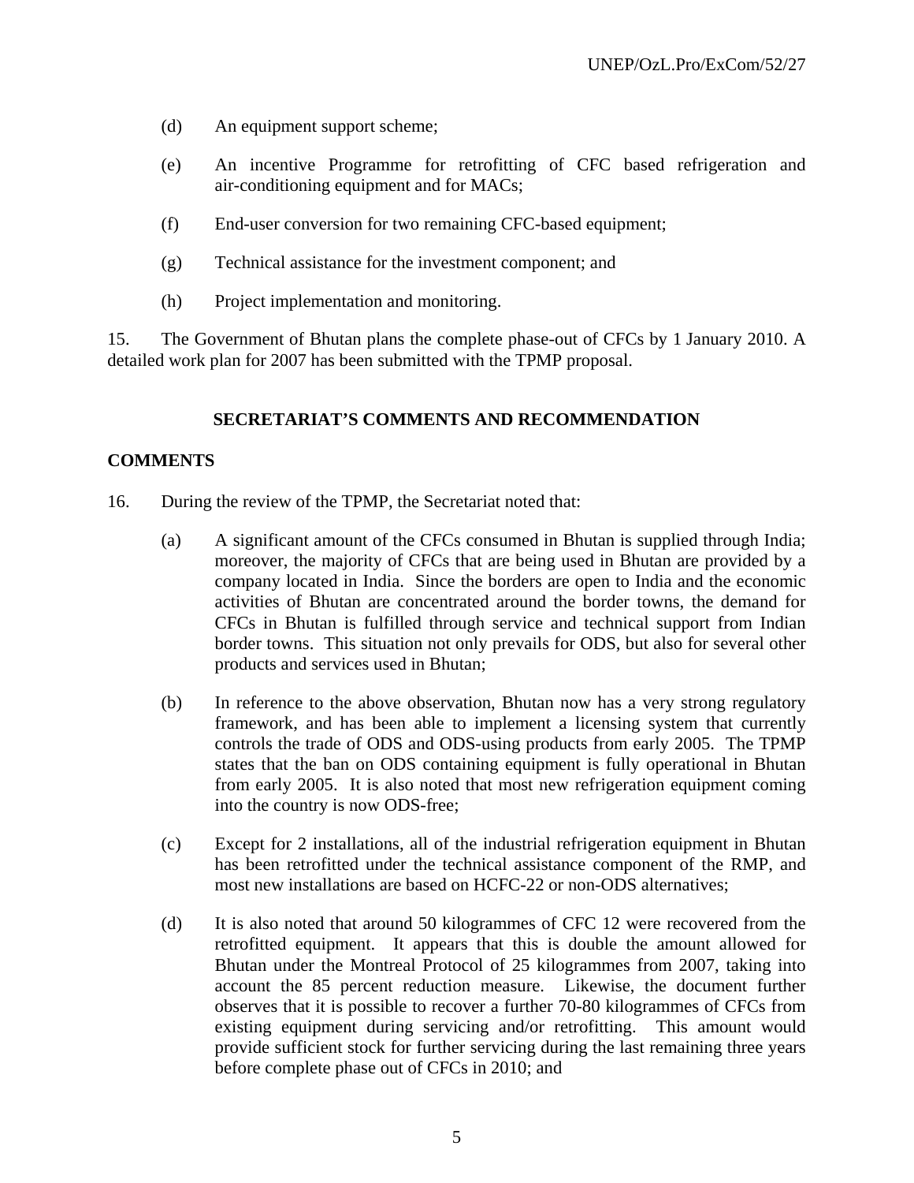(d) An equipment support scheme;

(e) An incentive Programme for retrofitting of CFC based refrigeration and air-conditioning equipment and for MACs;

(f) End-user conversion for two remaining CFC-based equipment;

(g) Technical assistance for the investment component; and

(h) Project implementation and monitoring.

15. The Government of Bhutan plans the complete phase-out of CFCs by 1 January 2010. A detailed work plan for 2007 has been submitted with the TPMP proposal.

## SECRETARIAT'S COMMENTS AND RECOMMENDATION

### COMMENTS

16. During the review of the TPMP, the Secretariat noted that:

(a) A significant amount of the CFCs consumed in Bhutan is supplied through India; moreover, the majority of CFCs that are being used in Bhutan are provided by a company located in India. Since the borders are open to India and the economic activities of Bhutan are concentrated around the border towns, the demand for CFCs in Bhutan is fulfilled through service and technical support from Indian border towns. This situation not only prevails for ODS, but also for several other products and services used in Bhutan;

(b) In reference to the above observation, Bhutan now has a very strong regulatory framework, and has been able to implement a licensing system that currently controls the trade of ODS and ODS-using products from early 2005. The TPMP states that the ban on ODS containing equipment is fully operational in Bhutan from early 2005. It is also noted that most new refrigeration equipment coming into the country is now ODS-free;

(c) Except for 2 installations, all of the industrial refrigeration equipment in Bhutan has been retrofitted under the technical assistance component of the RMP, and most new installations are based on HCFC-22 or non-ODS alternatives;

(d) It is also noted that around 50 kilogrammes of CFC 12 were recovered from the retrofitted equipment. It appears that this is double the amount allowed for Bhutan under the Montreal Protocol of 25 kilogrammes from 2007, taking into account the 85 percent reduction measure. Likewise, the document further observes that it is possible to recover a further 70-80 kilogrammes of CFCs from existing equipment during servicing and/or retrofitting. This amount would provide sufficient stock for further servicing during the last remaining three years before complete phase out of CFCs in 2010; and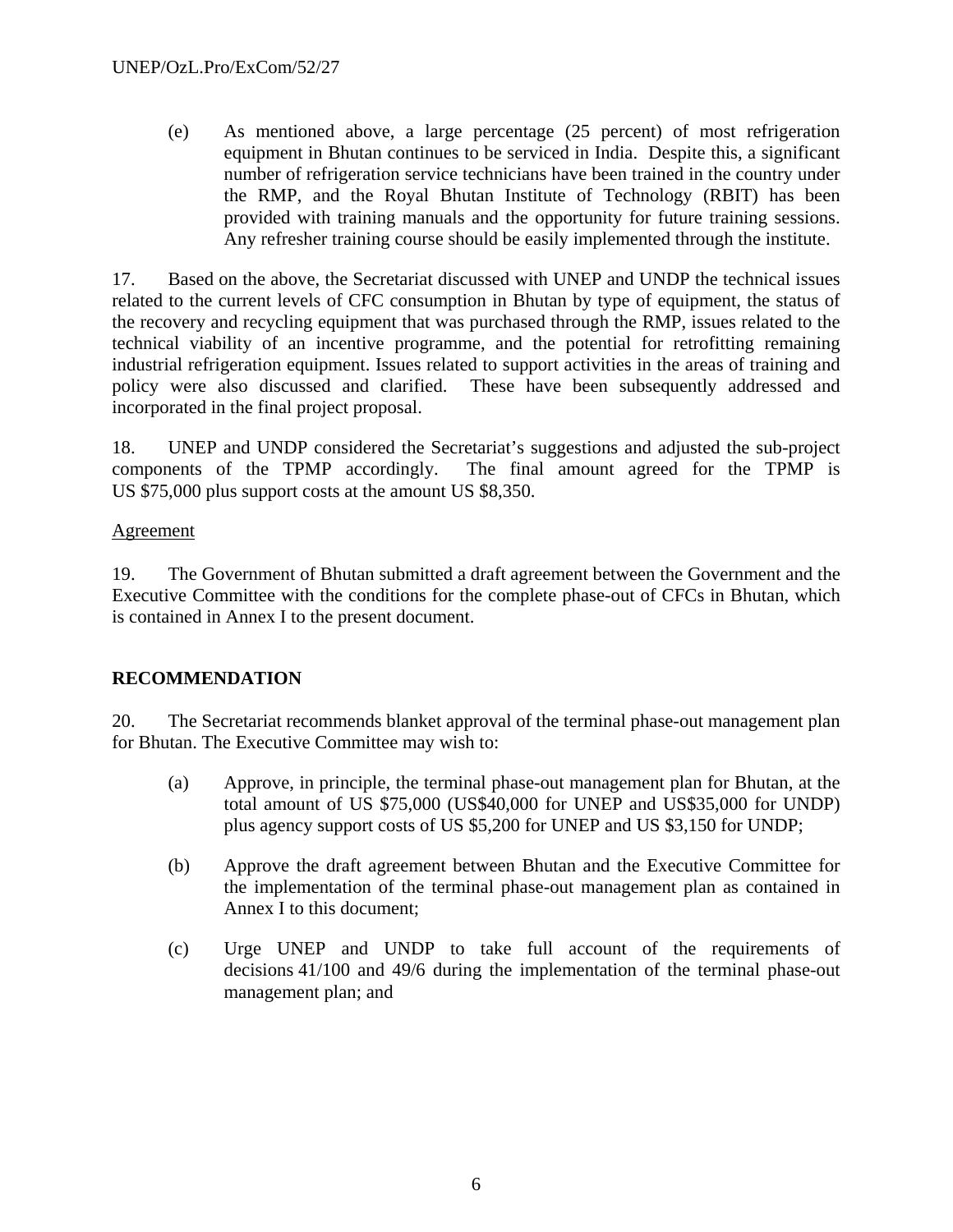(e) As mentioned above, a large percentage (25 percent) of most refrigeration equipment in Bhutan continues to be serviced in India. Despite this, a significant number of refrigeration service technicians have been trained in the country under the RMP, and the Royal Bhutan Institute of Technology (RBIT) has been provided with training manuals and the opportunity for future training sessions. Any refresher training course should be easily implemented through the institute.

17. Based on the above, the Secretariat discussed with UNEP and UNDP the technical issues related to the current levels of CFC consumption in Bhutan by type of equipment, the status of the recovery and recycling equipment that was purchased through the RMP, issues related to the technical viability of an incentive programme, and the potential for retrofitting remaining industrial refrigeration equipment. Issues related to support activities in the areas of training and policy were also discussed and clarified. These have been subsequently addressed and incorporated in the final project proposal.

18. UNEP and UNDP considered the Secretariat's suggestions and adjusted the sub-project components of the TPMP accordingly. The final amount agreed for the TPMP is US $75,000 plus support costs at the amount US $8,350.

Agreement

19. The Government of Bhutan submitted a draft agreement between the Government and the Executive Committee with the conditions for the complete phase-out of CFCs in Bhutan, which is contained in Annex I to the present document.

## RECOMMENDATION

20. The Secretariat recommends blanket approval of the terminal phase-out management plan for Bhutan. The Executive Committee may wish to:

(a) Approve, in principle, the terminal phase-out management plan for Bhutan, at the total amount of US $75,000 (US$40,000 for UNEP and US$35,000 for UNDP) plus agency support costs of US $5,200 for UNEP and US $3,150 for UNDP;

(b) Approve the draft agreement between Bhutan and the Executive Committee for the implementation of the terminal phase-out management plan as contained in Annex I to this document;

(c) Urge UNEP and UNDP to take full account of the requirements of decisions 41/100 and 49/6 during the implementation of the terminal phase-out management plan; and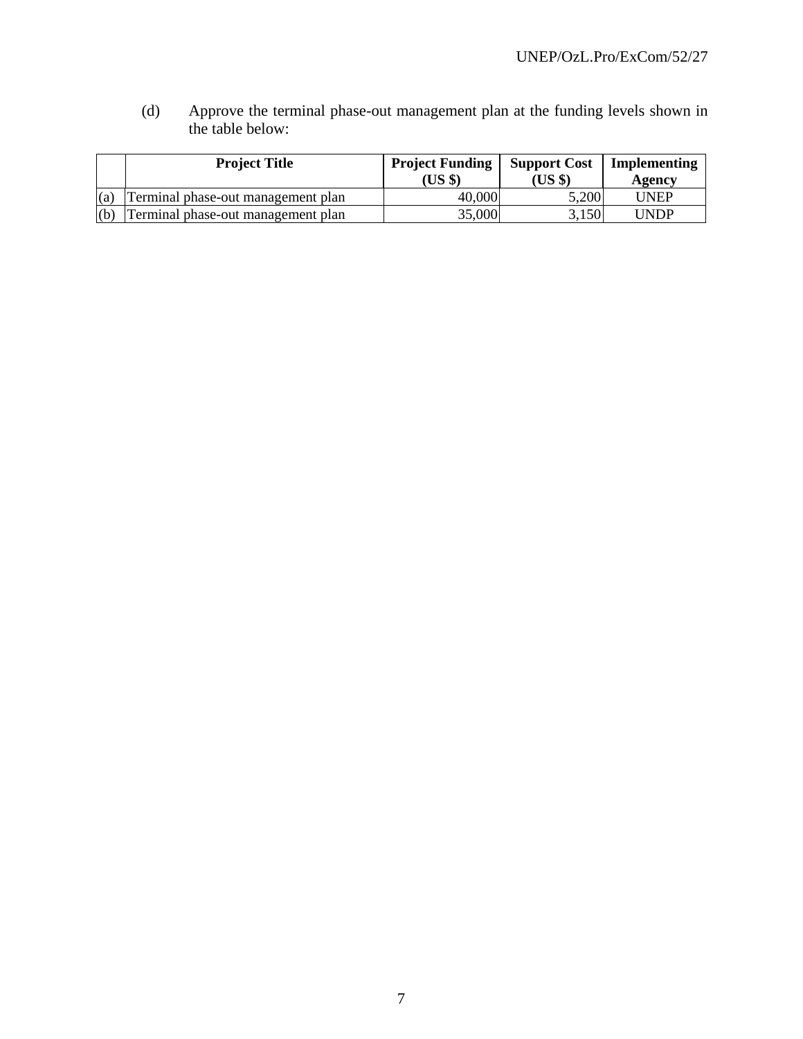(d) Approve the terminal phase-out management plan at the funding levels shown in the table below:

| | Project Title | Project Funding (US $) | Support Cost (US $) | Implementing Agency |
|---|---|---|---|---|
| (a) | Terminal phase-out management plan | 40,000 | 5,200 | UNEP |
| (b) | Terminal phase-out management plan | 35,000 | 3,150 | UNDP |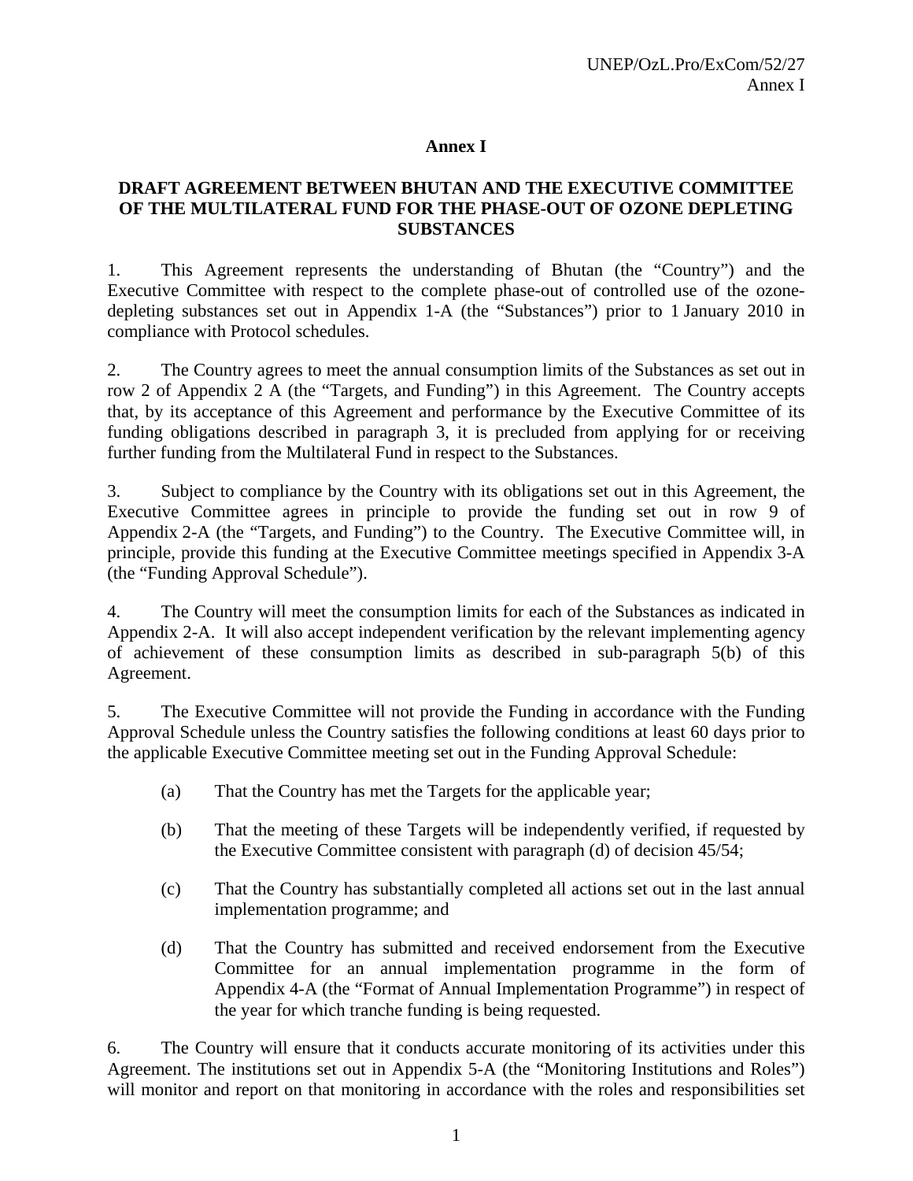# Annex I

## DRAFT AGREEMENT BETWEEN BHUTAN AND THE EXECUTIVE COMMITTEE OF THE MULTILATERAL FUND FOR THE PHASE-OUT OF OZONE DEPLETING SUBSTANCES

1. This Agreement represents the understanding of Bhutan (the "Country") and the Executive Committee with respect to the complete phase-out of controlled use of the ozone-depleting substances set out in Appendix 1-A (the "Substances") prior to 1 January 2010 in compliance with Protocol schedules.

2. The Country agrees to meet the annual consumption limits of the Substances as set out in row 2 of Appendix 2 A (the "Targets, and Funding") in this Agreement. The Country accepts that, by its acceptance of this Agreement and performance by the Executive Committee of its funding obligations described in paragraph 3, it is precluded from applying for or receiving further funding from the Multilateral Fund in respect to the Substances.

3. Subject to compliance by the Country with its obligations set out in this Agreement, the Executive Committee agrees in principle to provide the funding set out in row 9 of Appendix 2-A (the "Targets, and Funding") to the Country. The Executive Committee will, in principle, provide this funding at the Executive Committee meetings specified in Appendix 3-A (the "Funding Approval Schedule").

4. The Country will meet the consumption limits for each of the Substances as indicated in Appendix 2-A. It will also accept independent verification by the relevant implementing agency of achievement of these consumption limits as described in sub-paragraph 5(b) of this Agreement.

5. The Executive Committee will not provide the Funding in accordance with the Funding Approval Schedule unless the Country satisfies the following conditions at least 60 days prior to the applicable Executive Committee meeting set out in the Funding Approval Schedule:

   (a) That the Country has met the Targets for the applicable year;

   (b) That the meeting of these Targets will be independently verified, if requested by the Executive Committee consistent with paragraph (d) of decision 45/54;

   (c) That the Country has substantially completed all actions set out in the last annual implementation programme; and

   (d) That the Country has submitted and received endorsement from the Executive Committee for an annual implementation programme in the form of Appendix 4-A (the "Format of Annual Implementation Programme") in respect of the year for which tranche funding is being requested.

6. The Country will ensure that it conducts accurate monitoring of its activities under this Agreement. The institutions set out in Appendix 5-A (the "Monitoring Institutions and Roles") will monitor and report on that monitoring in accordance with the roles and responsibilities set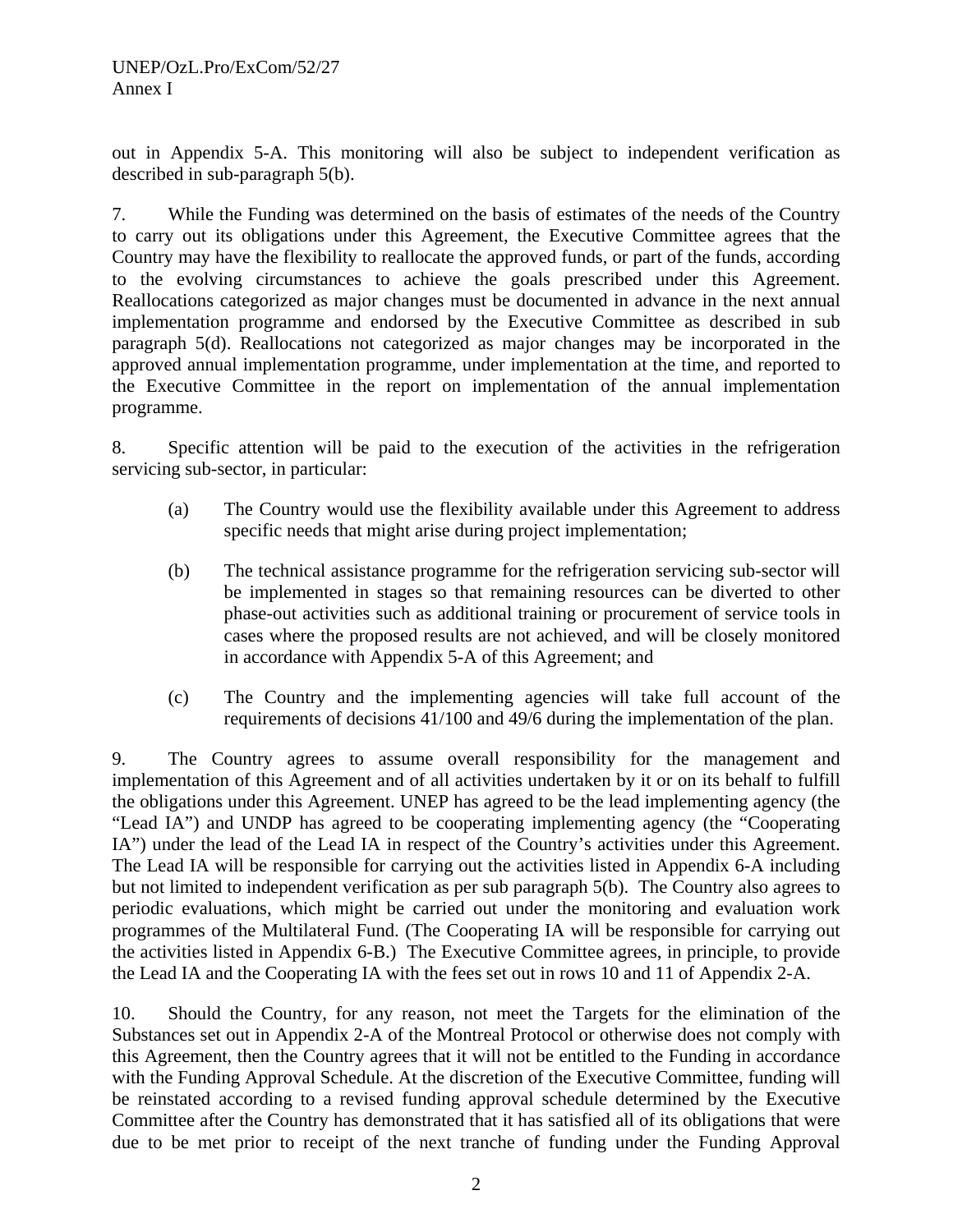out in Appendix 5-A. This monitoring will also be subject to independent verification as described in sub-paragraph 5(b).

7. While the Funding was determined on the basis of estimates of the needs of the Country to carry out its obligations under this Agreement, the Executive Committee agrees that the Country may have the flexibility to reallocate the approved funds, or part of the funds, according to the evolving circumstances to achieve the goals prescribed under this Agreement. Reallocations categorized as major changes must be documented in advance in the next annual implementation programme and endorsed by the Executive Committee as described in sub paragraph 5(d). Reallocations not categorized as major changes may be incorporated in the approved annual implementation programme, under implementation at the time, and reported to the Executive Committee in the report on implementation of the annual implementation programme.

8. Specific attention will be paid to the execution of the activities in the refrigeration servicing sub-sector, in particular:

(a) The Country would use the flexibility available under this Agreement to address specific needs that might arise during project implementation;

(b) The technical assistance programme for the refrigeration servicing sub-sector will be implemented in stages so that remaining resources can be diverted to other phase-out activities such as additional training or procurement of service tools in cases where the proposed results are not achieved, and will be closely monitored in accordance with Appendix 5-A of this Agreement; and

(c) The Country and the implementing agencies will take full account of the requirements of decisions 41/100 and 49/6 during the implementation of the plan.

9. The Country agrees to assume overall responsibility for the management and implementation of this Agreement and of all activities undertaken by it or on its behalf to fulfill the obligations under this Agreement. UNEP has agreed to be the lead implementing agency (the "Lead IA") and UNDP has agreed to be cooperating implementing agency (the "Cooperating IA") under the lead of the Lead IA in respect of the Country's activities under this Agreement. The Lead IA will be responsible for carrying out the activities listed in Appendix 6-A including but not limited to independent verification as per sub paragraph 5(b). The Country also agrees to periodic evaluations, which might be carried out under the monitoring and evaluation work programmes of the Multilateral Fund. (The Cooperating IA will be responsible for carrying out the activities listed in Appendix 6-B.) The Executive Committee agrees, in principle, to provide the Lead IA and the Cooperating IA with the fees set out in rows 10 and 11 of Appendix 2-A.

10. Should the Country, for any reason, not meet the Targets for the elimination of the Substances set out in Appendix 2-A of the Montreal Protocol or otherwise does not comply with this Agreement, then the Country agrees that it will not be entitled to the Funding in accordance with the Funding Approval Schedule. At the discretion of the Executive Committee, funding will be reinstated according to a revised funding approval schedule determined by the Executive Committee after the Country has demonstrated that it has satisfied all of its obligations that were due to be met prior to receipt of the next tranche of funding under the Funding Approval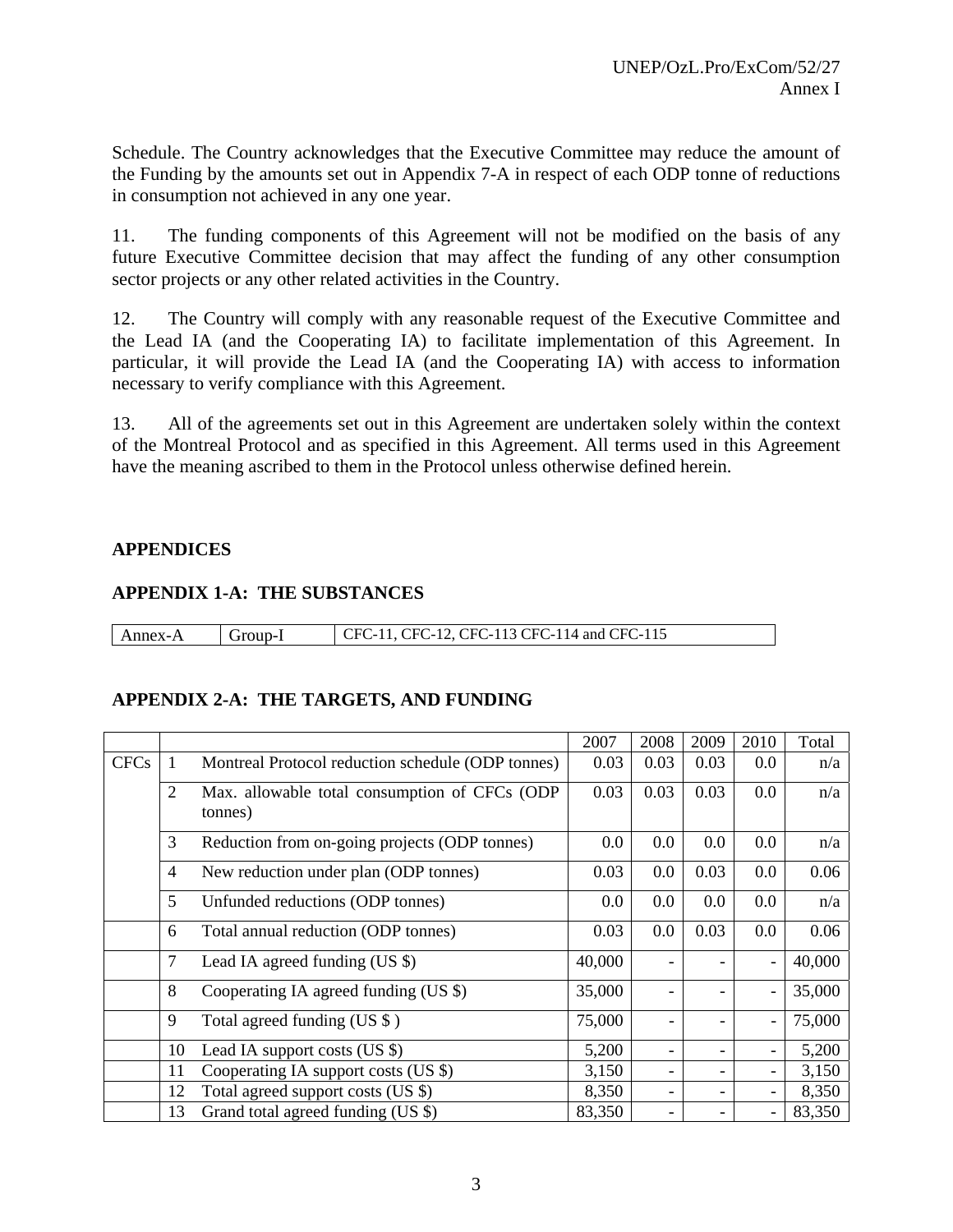Schedule. The Country acknowledges that the Executive Committee may reduce the amount of the Funding by the amounts set out in Appendix 7-A in respect of each ODP tonne of reductions in consumption not achieved in any one year.

11. The funding components of this Agreement will not be modified on the basis of any future Executive Committee decision that may affect the funding of any other consumption sector projects or any other related activities in the Country.

12. The Country will comply with any reasonable request of the Executive Committee and the Lead IA (and the Cooperating IA) to facilitate implementation of this Agreement. In particular, it will provide the Lead IA (and the Cooperating IA) with access to information necessary to verify compliance with this Agreement.

13. All of the agreements set out in this Agreement are undertaken solely within the context of the Montreal Protocol and as specified in this Agreement. All terms used in this Agreement have the meaning ascribed to them in the Protocol unless otherwise defined herein.

## APPENDICES

### APPENDIX 1-A: THE SUBSTANCES

| Annex-A | Group-I | CFC-11, CFC-12, CFC-113 CFC-114 and CFC-115 |
|---|---|---|

### APPENDIX 2-A: THE TARGETS, AND FUNDING

| | | | 2007 | 2008 | 2009 | 2010 | Total |
|---|---|---|---|---|---|---|---|
| CFCs | 1 | Montreal Protocol reduction schedule (ODP tonnes) | 0.03 | 0.03 | 0.03 | 0.0 | n/a |
| | 2 | Max. allowable total consumption of CFCs (ODP tonnes) | 0.03 | 0.03 | 0.03 | 0.0 | n/a |
| | 3 | Reduction from on-going projects (ODP tonnes) | 0.0 | 0.0 | 0.0 | 0.0 | n/a |
| | 4 | New reduction under plan (ODP tonnes) | 0.03 | 0.0 | 0.03 | 0.0 | 0.06 |
| | 5 | Unfunded reductions (ODP tonnes) | 0.0 | 0.0 | 0.0 | 0.0 | n/a |
| | 6 | Total annual reduction (ODP tonnes) | 0.03 | 0.0 | 0.03 | 0.0 | 0.06 |
| | 7 | Lead IA agreed funding (US $) | 40,000 | - | - | - | 40,000 |
| | 8 | Cooperating IA agreed funding (US $) | 35,000 | - | - | - | 35,000 |
| | 9 | Total agreed funding (US $ ) | 75,000 | - | - | - | 75,000 |
| | 10 | Lead IA support costs (US $) | 5,200 | - | - | - | 5,200 |
| | 11 | Cooperating IA support costs (US $) | 3,150 | - | - | - | 3,150 |
| | 12 | Total agreed support costs (US $) | 8,350 | - | - | - | 8,350 |
| | 13 | Grand total agreed funding (US $) | 83,350 | - | - | - | 83,350 |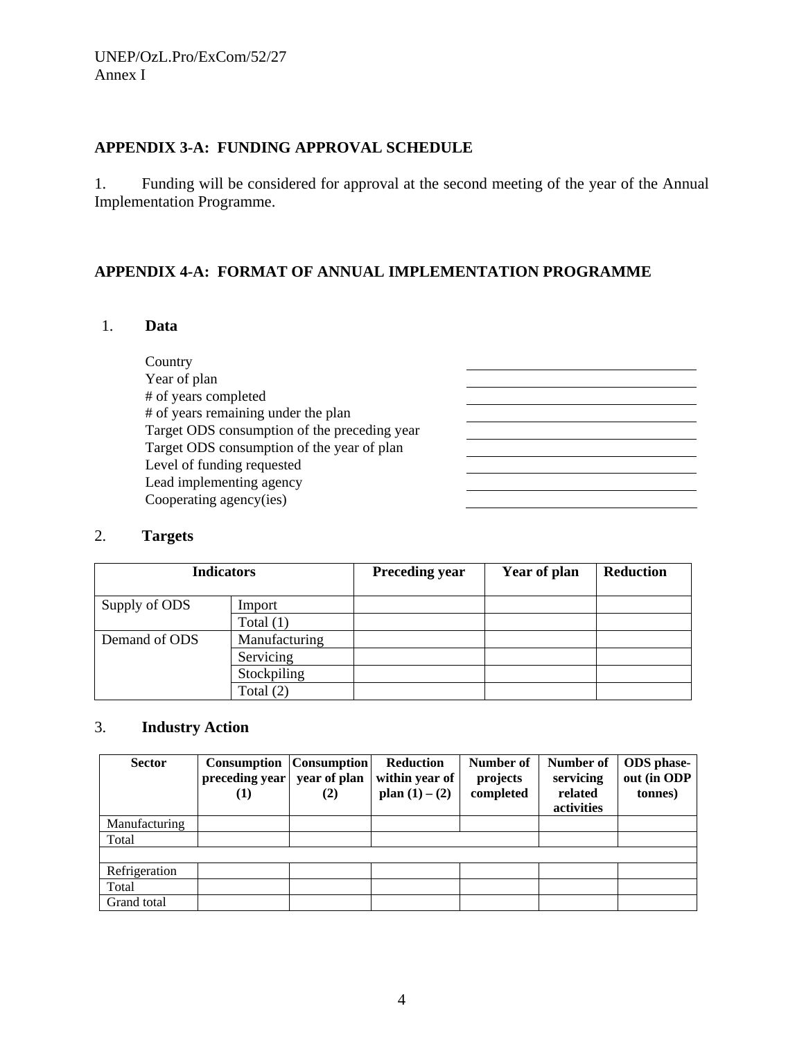## APPENDIX 3-A: FUNDING APPROVAL SCHEDULE

1. Funding will be considered for approval at the second meeting of the year of the Annual Implementation Programme.

## APPENDIX 4-A: FORMAT OF ANNUAL IMPLEMENTATION PROGRAMME

### 1. Data

| | |
|---|---|
| Country | |
| Year of plan | |
| # of years completed | |
| # of years remaining under the plan | |
| Target ODS consumption of the preceding year | |
| Target ODS consumption of the year of plan | |
| Level of funding requested | |
| Lead implementing agency | |
| Cooperating agency(ies) | |

### 2. Targets

| Indicators | | Preceding year | Year of plan | Reduction |
|---|---|---|---|---|
| Supply of ODS | Import | | | |
| | Total (1) | | | |
| Demand of ODS | Manufacturing | | | |
| | Servicing | | | |
| | Stockpiling | | | |
| | Total (2) | | | |

### 3. Industry Action

| Sector | Consumption preceding year (1) | Consumption year of plan (2) | Reduction within year of plan (1) – (2) | Number of projects completed | Number of servicing related activities | ODS phase-out (in ODP tonnes) |
|---|---|---|---|---|---|---|
| Manufacturing | | | | | | |
| Total | | | | | | |
| | | | | | | |
| Refrigeration | | | | | | |
| Total | | | | | | |
| Grand total | | | | | | |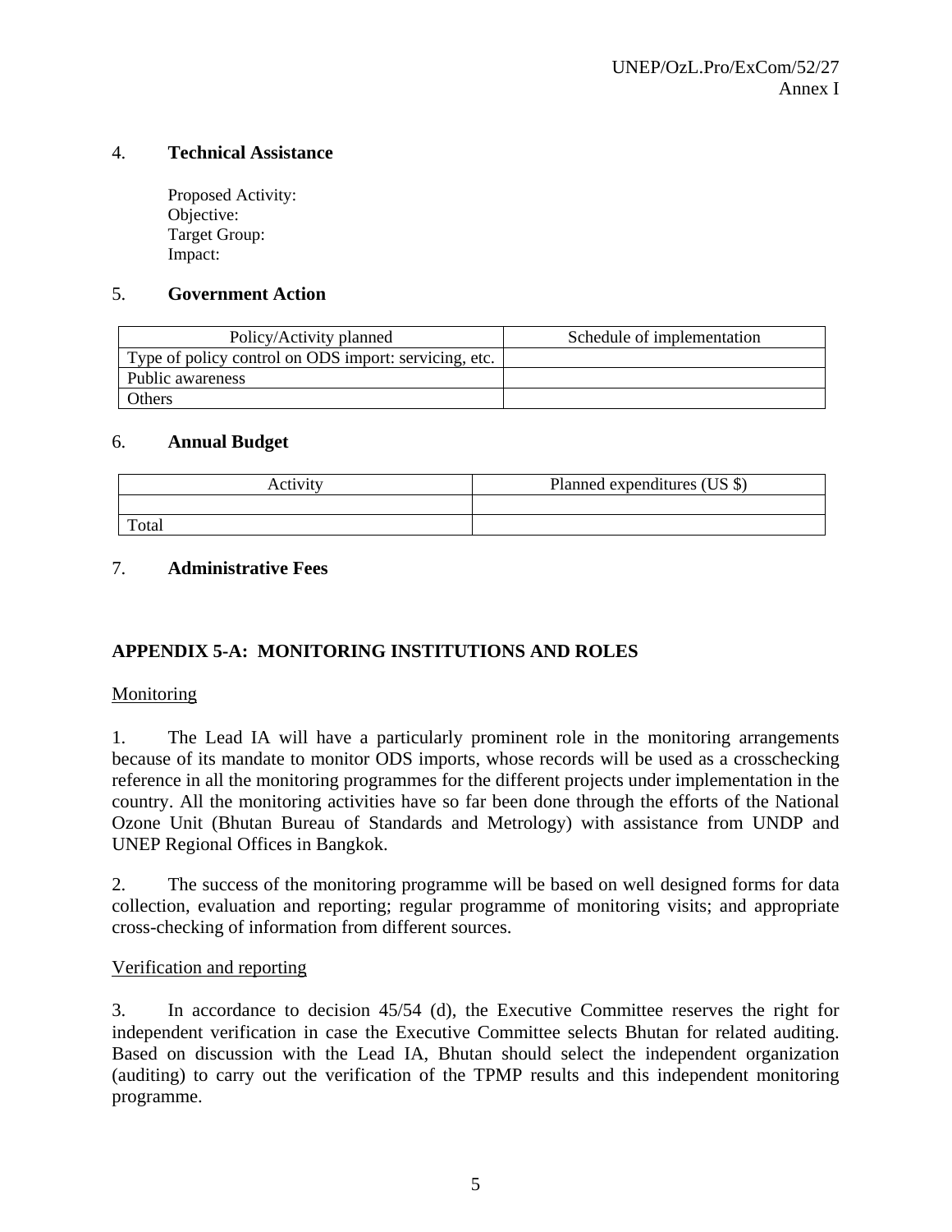## 4. **Technical Assistance**

Proposed Activity:
Objective:
Target Group:
Impact:

## 5. **Government Action**

| Policy/Activity planned | Schedule of implementation |
|---|---|
| Type of policy control on ODS import: servicing, etc. | |
| Public awareness | |
| Others | |

## 6. **Annual Budget**

| Activity | Planned expenditures (US $) |
|---|---|
| | |
| Total | |

## 7. **Administrative Fees**

## APPENDIX 5-A: MONITORING INSTITUTIONS AND ROLES

Monitoring

1. The Lead IA will have a particularly prominent role in the monitoring arrangements because of its mandate to monitor ODS imports, whose records will be used as a crosschecking reference in all the monitoring programmes for the different projects under implementation in the country. All the monitoring activities have so far been done through the efforts of the National Ozone Unit (Bhutan Bureau of Standards and Metrology) with assistance from UNDP and UNEP Regional Offices in Bangkok.

2. The success of the monitoring programme will be based on well designed forms for data collection, evaluation and reporting; regular programme of monitoring visits; and appropriate cross-checking of information from different sources.

Verification and reporting

3. In accordance to decision 45/54 (d), the Executive Committee reserves the right for independent verification in case the Executive Committee selects Bhutan for related auditing. Based on discussion with the Lead IA, Bhutan should select the independent organization (auditing) to carry out the verification of the TPMP results and this independent monitoring programme.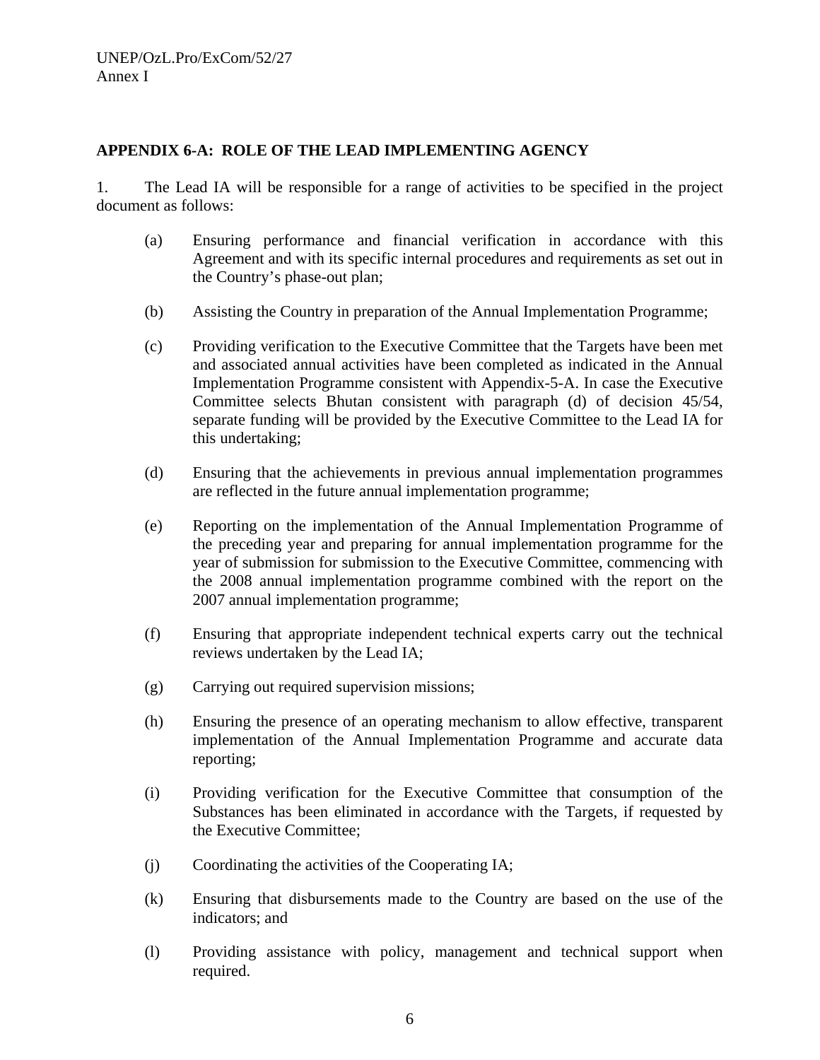## APPENDIX 6-A: ROLE OF THE LEAD IMPLEMENTING AGENCY

1. The Lead IA will be responsible for a range of activities to be specified in the project document as follows:

   (a) Ensuring performance and financial verification in accordance with this Agreement and with its specific internal procedures and requirements as set out in the Country's phase-out plan;

   (b) Assisting the Country in preparation of the Annual Implementation Programme;

   (c) Providing verification to the Executive Committee that the Targets have been met and associated annual activities have been completed as indicated in the Annual Implementation Programme consistent with Appendix-5-A. In case the Executive Committee selects Bhutan consistent with paragraph (d) of decision 45/54, separate funding will be provided by the Executive Committee to the Lead IA for this undertaking;

   (d) Ensuring that the achievements in previous annual implementation programmes are reflected in the future annual implementation programme;

   (e) Reporting on the implementation of the Annual Implementation Programme of the preceding year and preparing for annual implementation programme for the year of submission for submission to the Executive Committee, commencing with the 2008 annual implementation programme combined with the report on the 2007 annual implementation programme;

   (f) Ensuring that appropriate independent technical experts carry out the technical reviews undertaken by the Lead IA;

   (g) Carrying out required supervision missions;

   (h) Ensuring the presence of an operating mechanism to allow effective, transparent implementation of the Annual Implementation Programme and accurate data reporting;

   (i) Providing verification for the Executive Committee that consumption of the Substances has been eliminated in accordance with the Targets, if requested by the Executive Committee;

   (j) Coordinating the activities of the Cooperating IA;

   (k) Ensuring that disbursements made to the Country are based on the use of the indicators; and

   (l) Providing assistance with policy, management and technical support when required.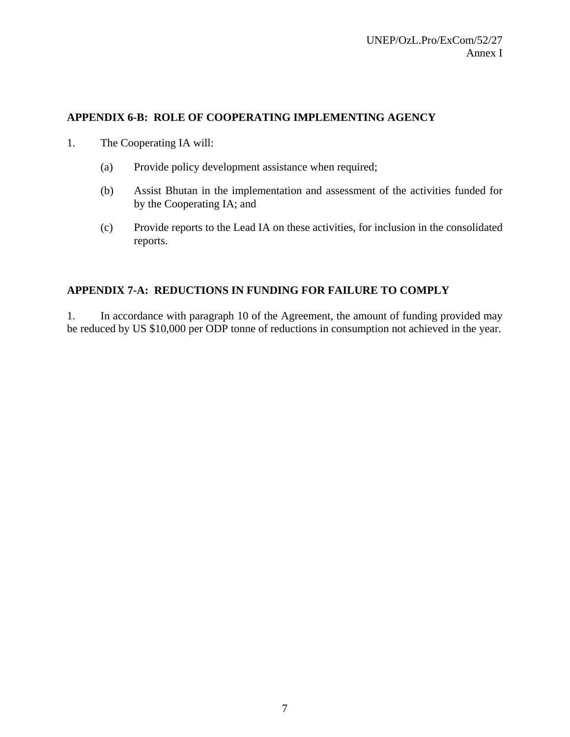## APPENDIX 6-B: ROLE OF COOPERATING IMPLEMENTING AGENCY

1. The Cooperating IA will:

   (a) Provide policy development assistance when required;

   (b) Assist Bhutan in the implementation and assessment of the activities funded for by the Cooperating IA; and

   (c) Provide reports to the Lead IA on these activities, for inclusion in the consolidated reports.

## APPENDIX 7-A: REDUCTIONS IN FUNDING FOR FAILURE TO COMPLY

1. In accordance with paragraph 10 of the Agreement, the amount of funding provided may be reduced by US $10,000 per ODP tonne of reductions in consumption not achieved in the year.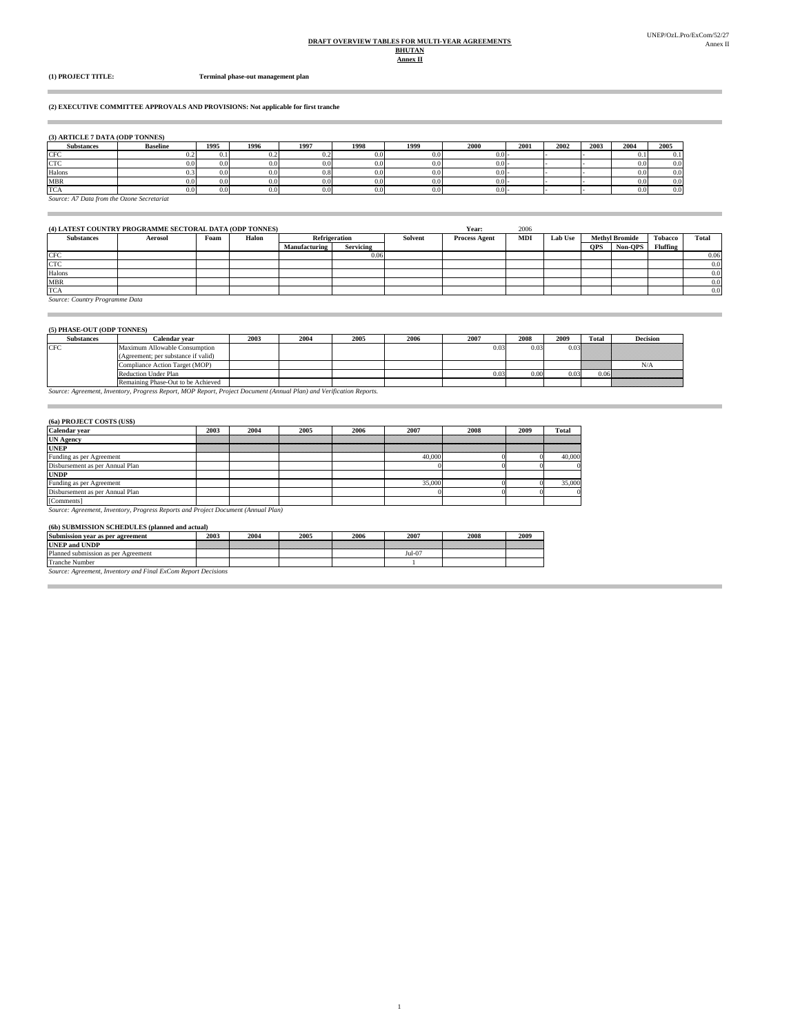**DRAFT OVERVIEW TABLES FOR MULTI-YEAR AGREEMENTS**
**BHUTAN**
**Annex II**

**(1) PROJECT TITLE:** **Terminal phase-out management plan**

**(2) EXECUTIVE COMMITTEE APPROVALS AND PROVISIONS: Not applicable for first tranche**

**(3) ARTICLE 7 DATA (ODP TONNES)**

| Substances | Baseline | 1995 | 1996 | 1997 | 1998 | 1999 | 2000 | 2001 | 2002 | 2003 | 2004 | 2005 |
|---|---|---|---|---|---|---|---|---|---|---|---|---|
| CFC | 0.2 | 0.1 | 0.2 | 0.2 | 0.0 | 0.0 | 0.0 | - | - | - | 0.1 | 0.1 |
| CTC | 0.0 | 0.0 | 0.0 | 0.0 | 0.0 | 0.0 | 0.0 | - | - | - | 0.0 | 0.0 |
| Halons | 0.3 | 0.0 | 0.0 | 0.8 | 0.0 | 0.0 | 0.0 | - | - | - | 0.0 | 0.0 |
| MBR | 0.0 | 0.0 | 0.0 | 0.0 | 0.0 | 0.0 | 0.0 | - | - | - | 0.0 | 0.0 |
| TCA | 0.0 | 0.0 | 0.0 | 0.0 | 0.0 | 0.0 | 0.0 | - | - | - | 0.0 | 0.0 |

*Source: A7 Data from the Ozone Secretariat*

**(4) LATEST COUNTRY PROGRAMME SECTORAL DATA (ODP TONNES)** Year: 2006

| Substances | Aerosol | Foam | Halon | Refrigeration | | Solvent | Process Agent | MDI | Lab Use | Methyl Bromide | | Tobacco | Total |
|---|---|---|---|---|---|---|---|---|---|---|---|---|---|
| | | | | Manufacturing | Servicing | | | | | QPS | Non-QPS | Fluffing | |
| CFC | | | | | 0.06 | | | | | | | | 0.06 |
| CTC | | | | | | | | | | | | | 0.0 |
| Halons | | | | | | | | | | | | | 0.0 |
| MBR | | | | | | | | | | | | | 0.0 |
| TCA | | | | | | | | | | | | | 0.0 |

*Source: Country Programme Data*

**(5) PHASE-OUT (ODP TONNES)**

| Substances | Calendar year | 2003 | 2004 | 2005 | 2006 | 2007 | 2008 | 2009 | Total | Decision |
|---|---|---|---|---|---|---|---|---|---|---|
| CFC | Maximum Allowable Consumption (Agreement; per substance if valid) | | | | | 0.03 | 0.03 | 0.03 | | |
| | Compliance Action Target (MOP) | | | | | | | | | N/A |
| | Reduction Under Plan | | | | | 0.03 | 0.00 | 0.03 | 0.06 | |
| | Remaining Phase-Out to be Achieved | | | | | | | | | |

*Source: Agreement, Inventory, Progress Report, MOP Report, Project Document (Annual Plan) and Verification Reports.*

**(6a) PROJECT COSTS (US$)**

| Calendar year | 2003 | 2004 | 2005 | 2006 | 2007 | 2008 | 2009 | Total |
|---|---|---|---|---|---|---|---|---|
| **UN Agency** | | | | | | | | |
| **UNEP** | | | | | | | | |
| Funding as per Agreement | | | | | 40,000 | 0 | 0 | 40,000 |
| Disbursement as per Annual Plan | | | | | 0 | 0 | 0 | 0 |
| **UNDP** | | | | | | | | |
| Funding as per Agreement | | | | | 35,000 | 0 | 0 | 35,000 |
| Disbursement as per Annual Plan | | | | | 0 | 0 | 0 | 0 |
| [Comments] | | | | | | | | |

*Source: Agreement, Inventory, Progress Reports and Project Document (Annual Plan)*

**(6b) SUBMISSION SCHEDULES (planned and actual)**

| Submission year as per agreement | 2003 | 2004 | 2005 | 2006 | 2007 | 2008 | 2009 |
|---|---|---|---|---|---|---|---|
| **UNEP and UNDP** | | | | | | | |
| Planned submission as per Agreement | | | | | Jul-07 | | |
| Tranche Number | | | | | 1 | | |

*Source: Agreement, Inventory and Final ExCom Report Decisions*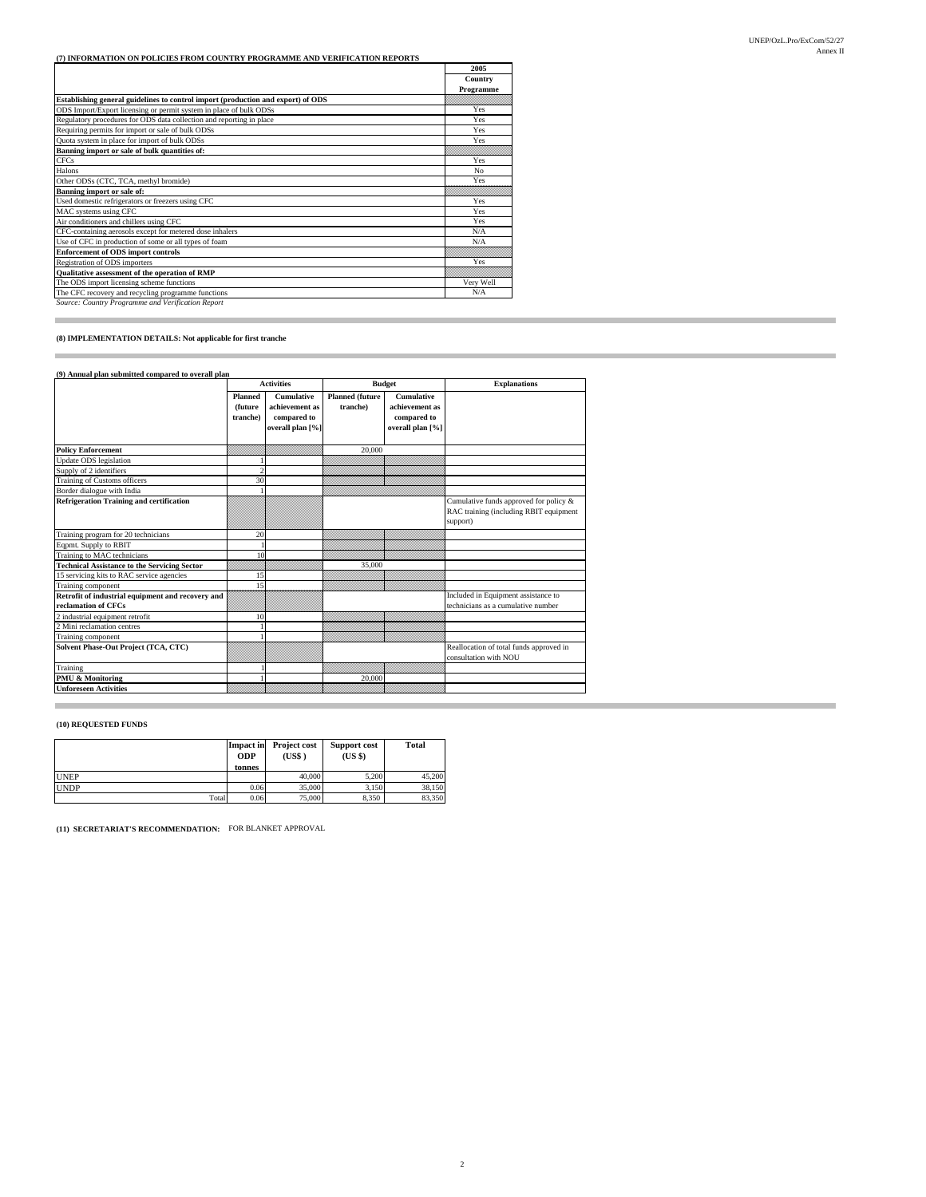#### (7) INFORMATION ON POLICIES FROM COUNTRY PROGRAMME AND VERIFICATION REPORTS

| | 2005 Country Programme |
|---|---|
| **Establishing general guidelines to control import (production and export) of ODS** | |
| ODS Import/Export licensing or permit system in place of bulk ODSs | Yes |
| Regulatory procedures for ODS data collection and reporting in place | Yes |
| Requiring permits for import or sale of bulk ODSs | Yes |
| Quota system in place for import of bulk ODSs | Yes |
| **Banning import or sale of bulk quantities of:** | |
| CFCs | Yes |
| Halons | No |
| Other ODSs (CTC, TCA, methyl bromide) | Yes |
| **Banning import or sale of:** | |
| Used domestic refrigerators or freezers using CFC | Yes |
| MAC systems using CFC | Yes |
| Air conditioners and chillers using CFC | Yes |
| CFC-containing aerosols except for metered dose inhalers | N/A |
| Use of CFC in production of some or all types of foam | N/A |
| **Enforcement of ODS import controls** | |
| Registration of ODS importers | Yes |
| **Qualitative assessment of the operation of RMP** | |
| The ODS import licensing scheme functions | Very Well |
| The CFC recovery and recycling programme functions | N/A |

*Source: Country Programme and Verification Report*

#### (8) IMPLEMENTATION DETAILS: Not applicable for first tranche

#### (9) Annual plan submitted compared to overall plan

| | Activities | | Budget | | Explanations |
|---|---|---|---|---|---|
| | Planned (future tranche) | Cumulative achievement as compared to overall plan [%] | Planned (future tranche) | Cumulative achievement as compared to overall plan [%] | |
| **Policy Enforcement** | | | 20,000 | | |
| Update ODS legislation | 1 | | | | |
| Supply of 2 identifiers | 2 | | | | |
| Training of Customs officers | 30 | | | | |
| Border dialogue with India | 1 | | | | |
| **Refrigeration Training and certification** | | | | | Cumulative funds approved for policy & RAC training (including RBIT equipment support) |
| Training program for 20 technicians | 20 | | | | |
| Eqpmt. Supply to RBIT | 1 | | | | |
| Training to MAC technicians | 10 | | | | |
| **Technical Assistance to the Servicing Sector** | | | 35,000 | | |
| 15 servicing kits to RAC service agencies | 15 | | | | |
| Training component | 15 | | | | |
| **Retrofit of industrial equipment and recovery and reclamation of CFCs** | | | | | Included in Equipment assistance to technicians as a cumulative number |
| 2 industrial equipment retrofit | 10 | | | | |
| 2 Mini reclamation centres | 1 | | | | |
| Training component | 1 | | | | |
| **Solvent Phase-Out Project (TCA, CTC)** | | | | | Reallocation of total funds approved in consultation with NOU |
| Training | 1 | | | | |
| **PMU & Monitoring** | 1 | | 20,000 | | |
| **Unforeseen Activities** | | | | | |

#### (10) REQUESTED FUNDS

| | Impact in ODP tonnes | Project cost (US$ ) | Support cost (US $) | Total |
|---|---|---|---|---|
| UNEP | | 40,000 | 5,200 | 45,200 |
| UNDP | 0.06 | 35,000 | 3,150 | 38,150 |
| Total | 0.06 | 75,000 | 8,350 | 83,350 |

**(11) SECRETARIAT'S RECOMMENDATION:** FOR BLANKET APPROVAL